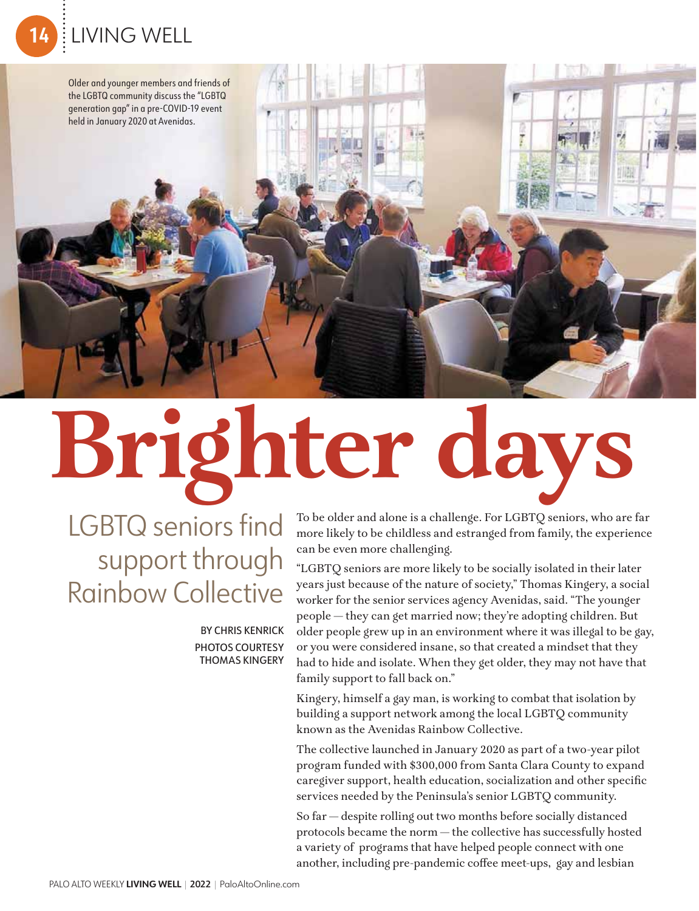Older and younger members and friends of the LGBTQ community discuss the "LGBTQ generation gap" in a pre-COVID-19 event held in January 2020 at Avenidas.

# Brighter days

## LGBTQ seniors find support through Rainbow Collective

BY CHRIS KENRICK
PHOTOS COURTESY THOMAS KINGERY

To be older and alone is a challenge. For LGBTQ seniors, who are far more likely to be childless and estranged from family, the experience can be even more challenging.

"LGBTQ seniors are more likely to be socially isolated in their later years just because of the nature of society," Thomas Kingery, a social worker for the senior services agency Avenidas, said. "The younger people — they can get married now; they're adopting children. But older people grew up in an environment where it was illegal to be gay, or you were considered insane, so that created a mindset that they had to hide and isolate. When they get older, they may not have that family support to fall back on."

Kingery, himself a gay man, is working to combat that isolation by building a support network among the local LGBTQ community known as the Avenidas Rainbow Collective.

The collective launched in January 2020 as part of a two-year pilot program funded with $300,000 from Santa Clara County to expand caregiver support, health education, socialization and other specific services needed by the Peninsula's senior LGBTQ community.

So far — despite rolling out two months before socially distanced protocols became the norm — the collective has successfully hosted a variety of programs that have helped people connect with one another, including pre-pandemic coffee meet-ups, gay and lesbian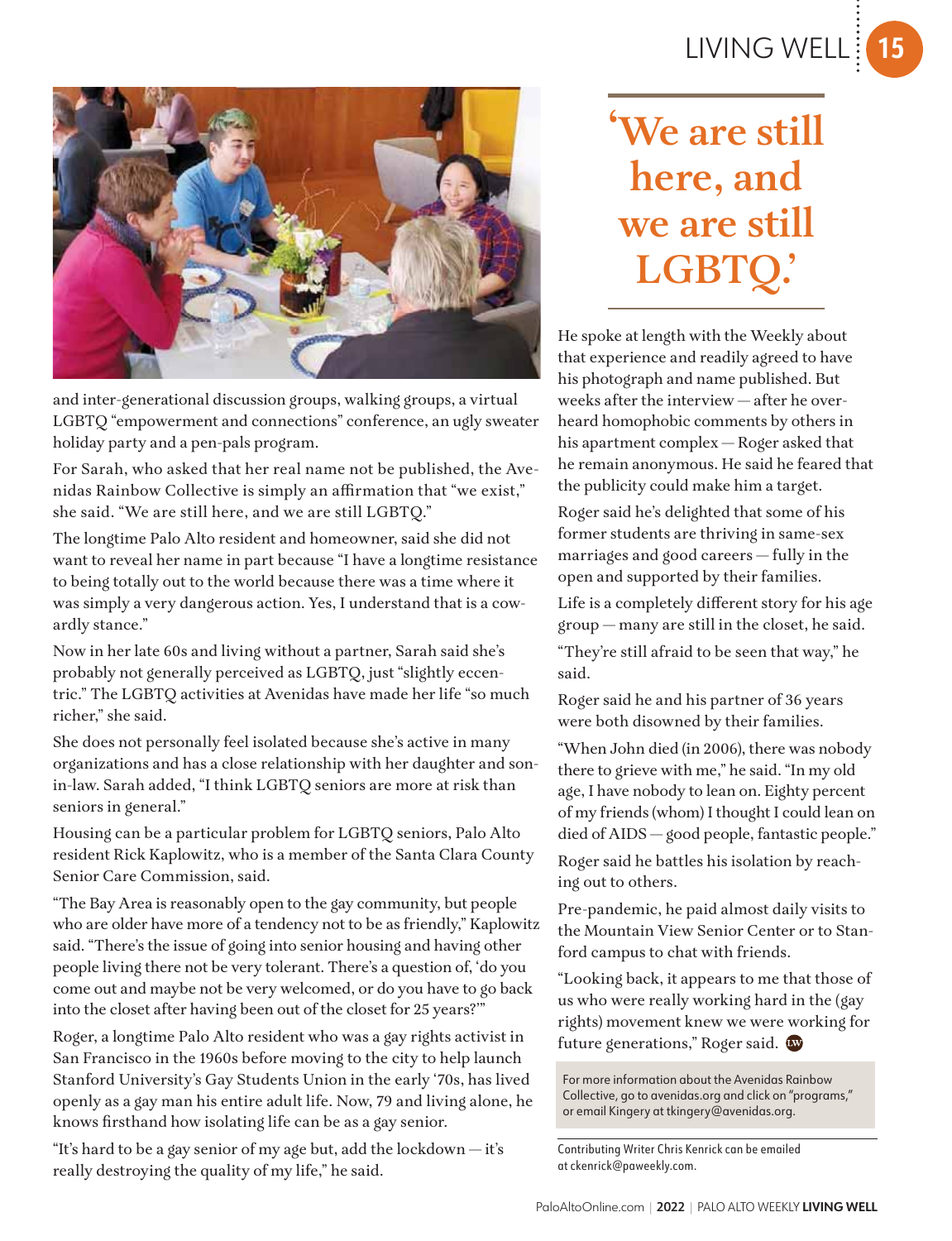and inter-generational discussion groups, walking groups, a virtual LGBTQ "empowerment and connections" conference, an ugly sweater holiday party and a pen-pals program.

For Sarah, who asked that her real name not be published, the Avenidas Rainbow Collective is simply an affirmation that "we exist," she said. "We are still here, and we are still LGBTQ."

The longtime Palo Alto resident and homeowner, said she did not want to reveal her name in part because "I have a longtime resistance to being totally out to the world because there was a time where it was simply a very dangerous action. Yes, I understand that is a cowardly stance."

Now in her late 60s and living without a partner, Sarah said she's probably not generally perceived as LGBTQ, just "slightly eccentric." The LGBTQ activities at Avenidas have made her life "so much richer," she said.

She does not personally feel isolated because she's active in many organizations and has a close relationship with her daughter and son-in-law. Sarah added, "I think LGBTQ seniors are more at risk than seniors in general."

Housing can be a particular problem for LGBTQ seniors, Palo Alto resident Rick Kaplowitz, who is a member of the Santa Clara County Senior Care Commission, said.

"The Bay Area is reasonably open to the gay community, but people who are older have more of a tendency not to be as friendly," Kaplowitz said. "There's the issue of going into senior housing and having other people living there not be very tolerant. There's a question of, 'do you come out and maybe not be very welcomed, or do you have to go back into the closet after having been out of the closet for 25 years?'"

Roger, a longtime Palo Alto resident who was a gay rights activist in San Francisco in the 1960s before moving to the city to help launch Stanford University's Gay Students Union in the early '70s, has lived openly as a gay man his entire adult life. Now, 79 and living alone, he knows firsthand how isolating life can be as a gay senior.

"It's hard to be a gay senior of my age but, add the lockdown — it's really destroying the quality of my life," he said.

## 'We are still here, and we are still LGBTQ.'

He spoke at length with the Weekly about that experience and readily agreed to have his photograph and name published. But weeks after the interview — after he overheard homophobic comments by others in his apartment complex — Roger asked that he remain anonymous. He said he feared that the publicity could make him a target.

Roger said he's delighted that some of his former students are thriving in same-sex marriages and good careers — fully in the open and supported by their families.

Life is a completely different story for his age group — many are still in the closet, he said.

"They're still afraid to be seen that way," he said.

Roger said he and his partner of 36 years were both disowned by their families.

"When John died (in 2006), there was nobody there to grieve with me," he said. "In my old age, I have nobody to lean on. Eighty percent of my friends (whom) I thought I could lean on died of AIDS — good people, fantastic people."

Roger said he battles his isolation by reaching out to others.

Pre-pandemic, he paid almost daily visits to the Mountain View Senior Center or to Stanford campus to chat with friends.

"Looking back, it appears to me that those of us who were really working hard in the (gay rights) movement knew we were working for future generations," Roger said.

For more information about the Avenidas Rainbow Collective, go to avenidas.org and click on "programs," or email Kingery at tkingery@avenidas.org.

Contributing Writer Chris Kenrick can be emailed at ckenrick@paweekly.com.